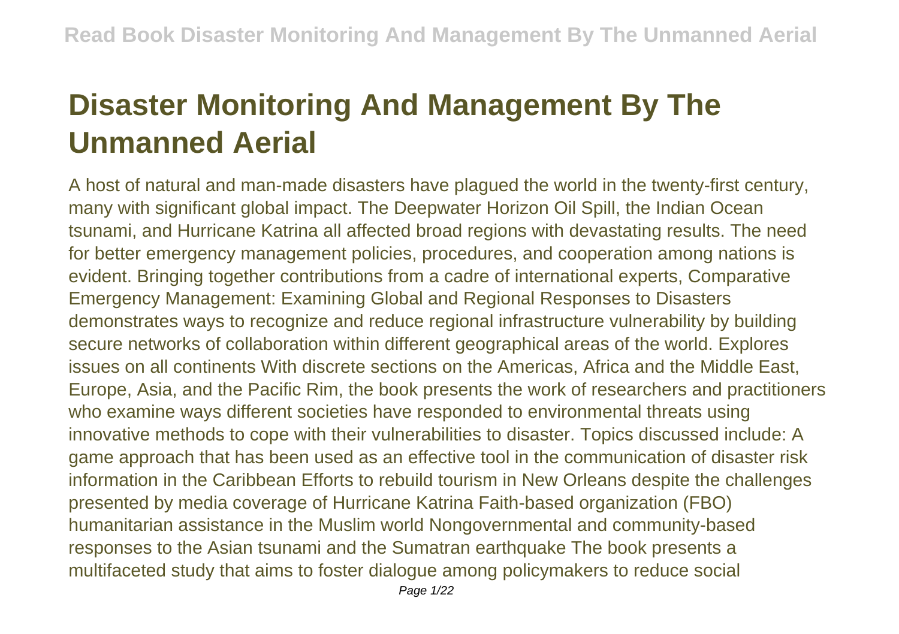# Disaster Monitoring And Management By The Unmanned Aerial

A host of natural and man-made disasters have plagued the world in the twenty-first century, many with significant global impact. The Deepwater Horizon Oil Spill, the Indian Ocean tsunami, and Hurricane Katrina all affected broad regions with devastating results. The need for better emergency management policies, procedures, and cooperation among nations is evident. Bringing together contributions from a cadre of international experts, Comparative Emergency Management: Examining Global and Regional Responses to Disasters demonstrates ways to recognize and reduce regional infrastructure vulnerability by building secure networks of collaboration within different geographical areas of the world. Explores issues on all continents With discrete sections on the Americas, Africa and the Middle East, Europe, Asia, and the Pacific Rim, the book presents the work of researchers and practitioners who examine ways different societies have responded to environmental threats using innovative methods to cope with their vulnerabilities to disaster. Topics discussed include: A game approach that has been used as an effective tool in the communication of disaster risk information in the Caribbean Efforts to rebuild tourism in New Orleans despite the challenges presented by media coverage of Hurricane Katrina Faith-based organization (FBO) humanitarian assistance in the Muslim world Nongovernmental and community-based responses to the Asian tsunami and the Sumatran earthquake The book presents a multifaceted study that aims to foster dialogue among policymakers to reduce social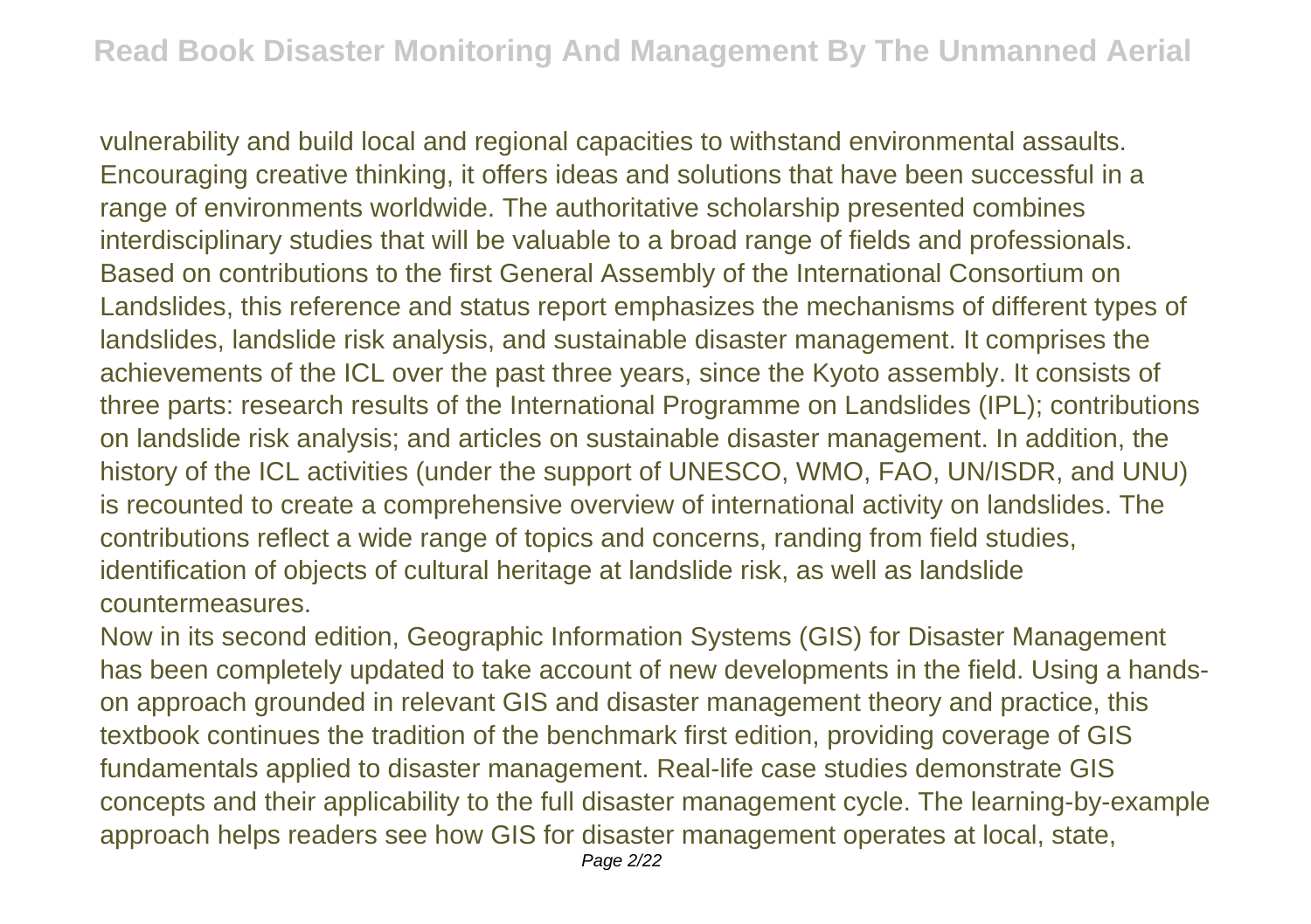vulnerability and build local and regional capacities to withstand environmental assaults. Encouraging creative thinking, it offers ideas and solutions that have been successful in a range of environments worldwide. The authoritative scholarship presented combines interdisciplinary studies that will be valuable to a broad range of fields and professionals. Based on contributions to the first General Assembly of the International Consortium on Landslides, this reference and status report emphasizes the mechanisms of different types of landslides, landslide risk analysis, and sustainable disaster management. It comprises the achievements of the ICL over the past three years, since the Kyoto assembly. It consists of three parts: research results of the International Programme on Landslides (IPL); contributions on landslide risk analysis; and articles on sustainable disaster management. In addition, the history of the ICL activities (under the support of UNESCO, WMO, FAO, UN/ISDR, and UNU) is recounted to create a comprehensive overview of international activity on landslides. The contributions reflect a wide range of topics and concerns, randing from field studies, identification of objects of cultural heritage at landslide risk, as well as landslide countermeasures.

Now in its second edition, Geographic Information Systems (GIS) for Disaster Management has been completely updated to take account of new developments in the field. Using a hands-on approach grounded in relevant GIS and disaster management theory and practice, this textbook continues the tradition of the benchmark first edition, providing coverage of GIS fundamentals applied to disaster management. Real-life case studies demonstrate GIS concepts and their applicability to the full disaster management cycle. The learning-by-example approach helps readers see how GIS for disaster management operates at local, state,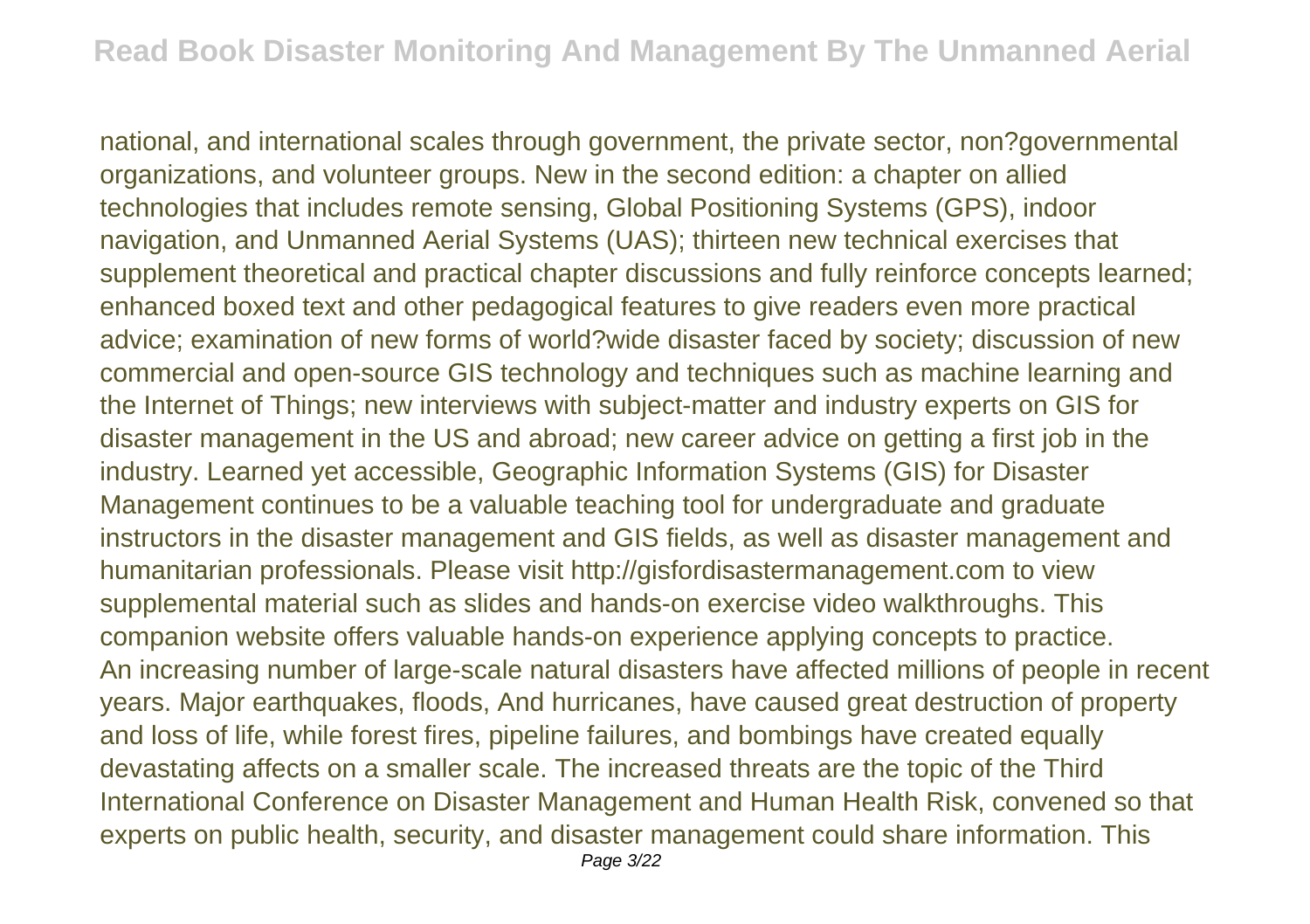national, and international scales through government, the private sector, non?governmental organizations, and volunteer groups. New in the second edition: a chapter on allied technologies that includes remote sensing, Global Positioning Systems (GPS), indoor navigation, and Unmanned Aerial Systems (UAS); thirteen new technical exercises that supplement theoretical and practical chapter discussions and fully reinforce concepts learned; enhanced boxed text and other pedagogical features to give readers even more practical advice; examination of new forms of world?wide disaster faced by society; discussion of new commercial and open-source GIS technology and techniques such as machine learning and the Internet of Things; new interviews with subject-matter and industry experts on GIS for disaster management in the US and abroad; new career advice on getting a first job in the industry. Learned yet accessible, Geographic Information Systems (GIS) for Disaster Management continues to be a valuable teaching tool for undergraduate and graduate instructors in the disaster management and GIS fields, as well as disaster management and humanitarian professionals. Please visit http://gisfordisastermanagement.com to view supplemental material such as slides and hands-on exercise video walkthroughs. This companion website offers valuable hands-on experience applying concepts to practice.

An increasing number of large-scale natural disasters have affected millions of people in recent years. Major earthquakes, floods, And hurricanes, have caused great destruction of property and loss of life, while forest fires, pipeline failures, and bombings have created equally devastating affects on a smaller scale. The increased threats are the topic of the Third International Conference on Disaster Management and Human Health Risk, convened so that experts on public health, security, and disaster management could share information. This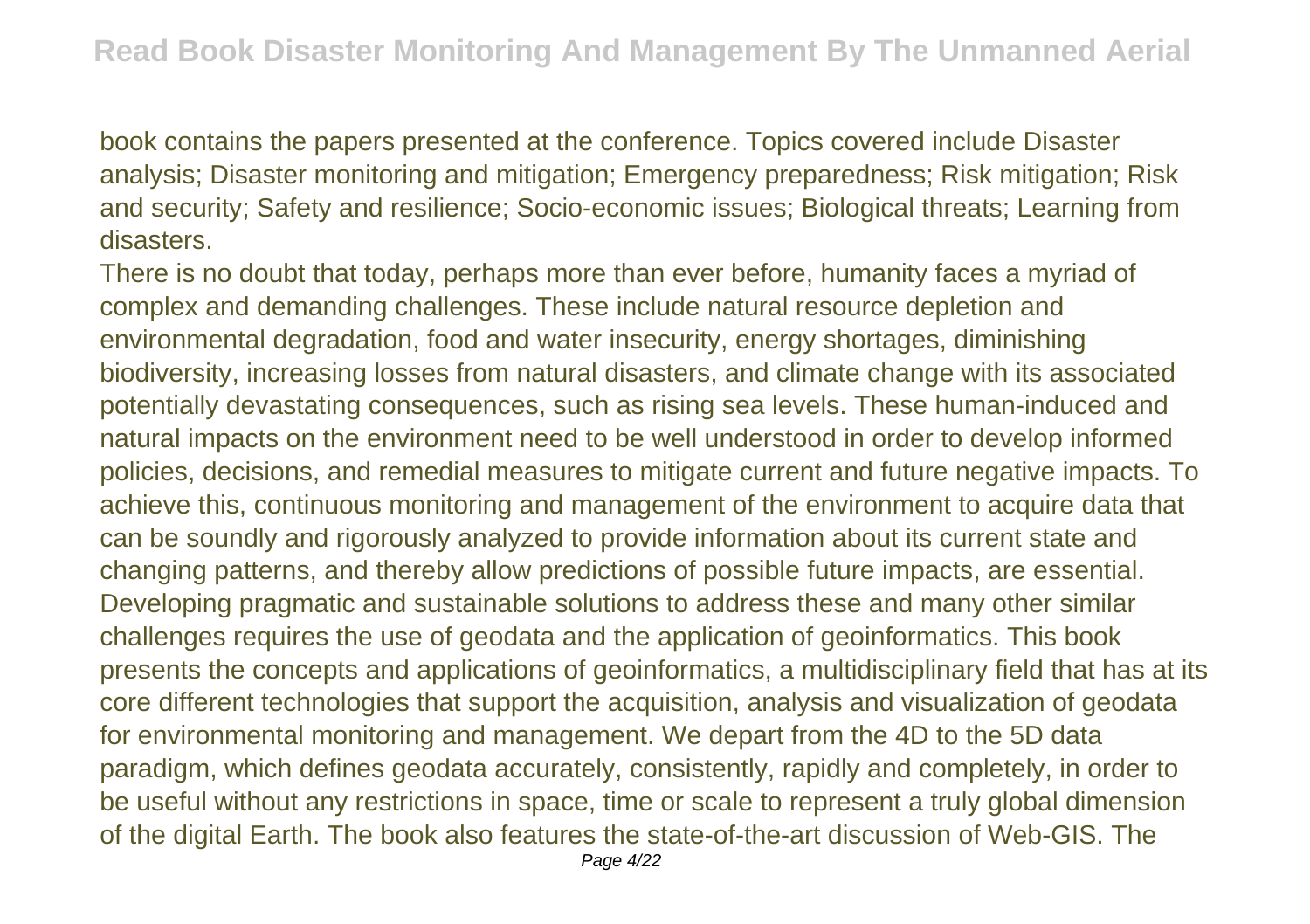book contains the papers presented at the conference. Topics covered include Disaster analysis; Disaster monitoring and mitigation; Emergency preparedness; Risk mitigation; Risk and security; Safety and resilience; Socio-economic issues; Biological threats; Learning from disasters.

There is no doubt that today, perhaps more than ever before, humanity faces a myriad of complex and demanding challenges. These include natural resource depletion and environmental degradation, food and water insecurity, energy shortages, diminishing biodiversity, increasing losses from natural disasters, and climate change with its associated potentially devastating consequences, such as rising sea levels. These human-induced and natural impacts on the environment need to be well understood in order to develop informed policies, decisions, and remedial measures to mitigate current and future negative impacts. To achieve this, continuous monitoring and management of the environment to acquire data that can be soundly and rigorously analyzed to provide information about its current state and changing patterns, and thereby allow predictions of possible future impacts, are essential. Developing pragmatic and sustainable solutions to address these and many other similar challenges requires the use of geodata and the application of geoinformatics. This book presents the concepts and applications of geoinformatics, a multidisciplinary field that has at its core different technologies that support the acquisition, analysis and visualization of geodata for environmental monitoring and management. We depart from the 4D to the 5D data paradigm, which defines geodata accurately, consistently, rapidly and completely, in order to be useful without any restrictions in space, time or scale to represent a truly global dimension of the digital Earth. The book also features the state-of-the-art discussion of Web-GIS. The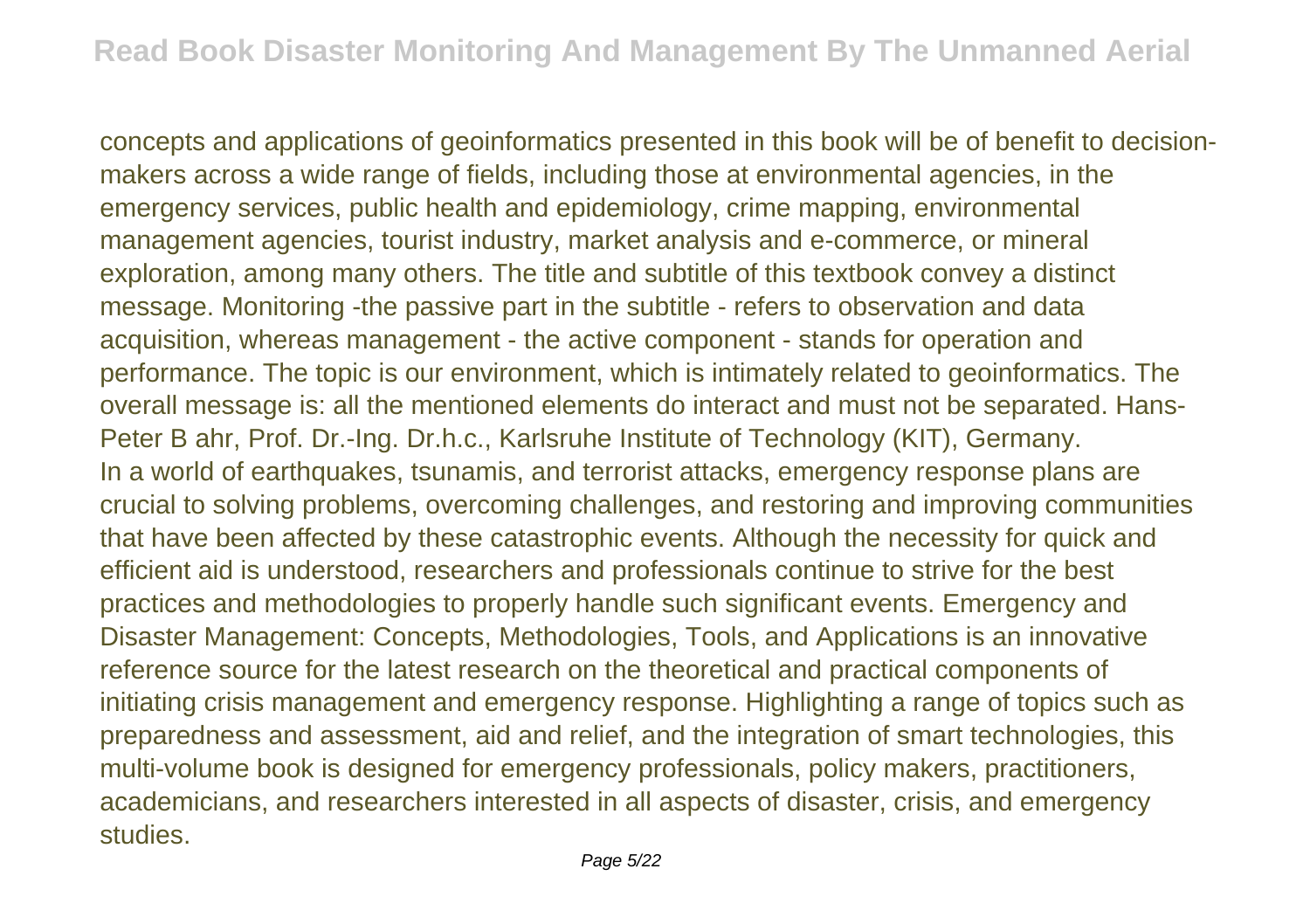concepts and applications of geoinformatics presented in this book will be of benefit to decision-makers across a wide range of fields, including those at environmental agencies, in the emergency services, public health and epidemiology, crime mapping, environmental management agencies, tourist industry, market analysis and e-commerce, or mineral exploration, among many others. The title and subtitle of this textbook convey a distinct message. Monitoring -the passive part in the subtitle - refers to observation and data acquisition, whereas management - the active component - stands for operation and performance. The topic is our environment, which is intimately related to geoinformatics. The overall message is: all the mentioned elements do interact and must not be separated. Hans-Peter B ahr, Prof. Dr.-Ing. Dr.h.c., Karlsruhe Institute of Technology (KIT), Germany.

In a world of earthquakes, tsunamis, and terrorist attacks, emergency response plans are crucial to solving problems, overcoming challenges, and restoring and improving communities that have been affected by these catastrophic events. Although the necessity for quick and efficient aid is understood, researchers and professionals continue to strive for the best practices and methodologies to properly handle such significant events. Emergency and Disaster Management: Concepts, Methodologies, Tools, and Applications is an innovative reference source for the latest research on the theoretical and practical components of initiating crisis management and emergency response. Highlighting a range of topics such as preparedness and assessment, aid and relief, and the integration of smart technologies, this multi-volume book is designed for emergency professionals, policy makers, practitioners, academicians, and researchers interested in all aspects of disaster, crisis, and emergency studies.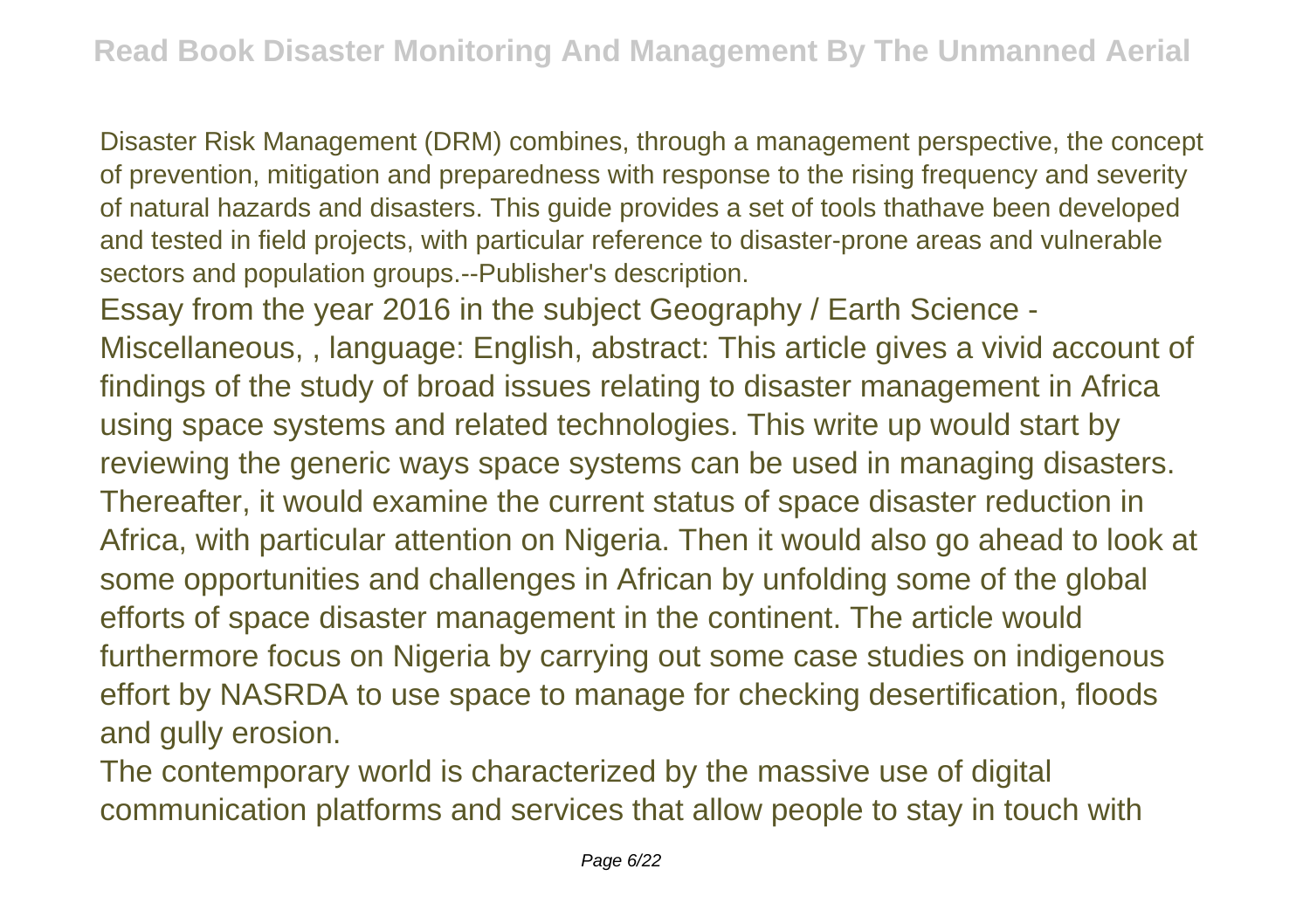Disaster Risk Management (DRM) combines, through a management perspective, the concept of prevention, mitigation and preparedness with response to the rising frequency and severity of natural hazards and disasters. This guide provides a set of tools thathave been developed and tested in field projects, with particular reference to disaster-prone areas and vulnerable sectors and population groups.--Publisher's description.

Essay from the year 2016 in the subject Geography / Earth Science - Miscellaneous, , language: English, abstract: This article gives a vivid account of findings of the study of broad issues relating to disaster management in Africa using space systems and related technologies. This write up would start by reviewing the generic ways space systems can be used in managing disasters. Thereafter, it would examine the current status of space disaster reduction in Africa, with particular attention on Nigeria. Then it would also go ahead to look at some opportunities and challenges in African by unfolding some of the global efforts of space disaster management in the continent. The article would furthermore focus on Nigeria by carrying out some case studies on indigenous effort by NASRDA to use space to manage for checking desertification, floods and gully erosion.

The contemporary world is characterized by the massive use of digital communication platforms and services that allow people to stay in touch with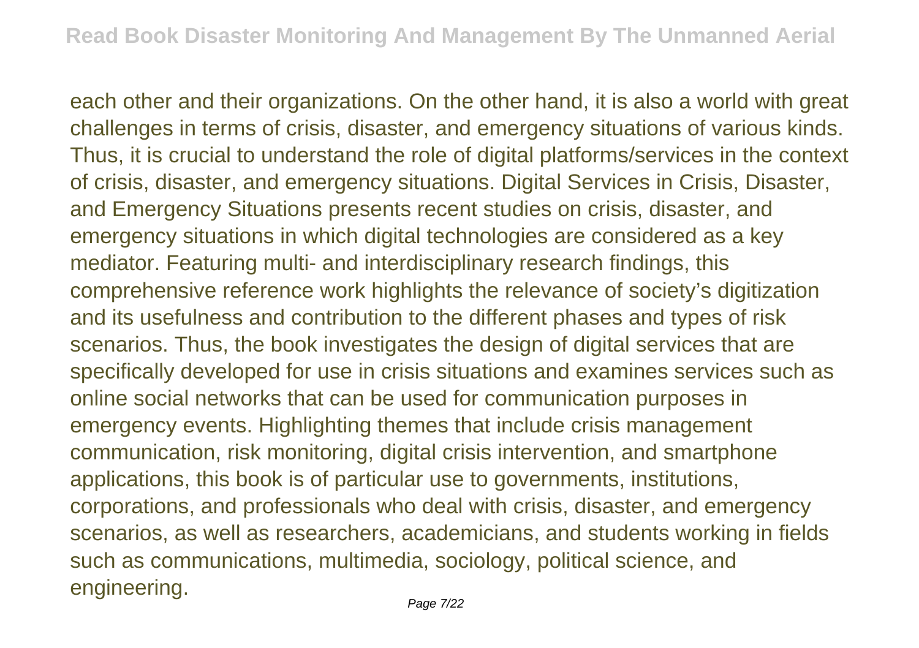each other and their organizations. On the other hand, it is also a world with great challenges in terms of crisis, disaster, and emergency situations of various kinds. Thus, it is crucial to understand the role of digital platforms/services in the context of crisis, disaster, and emergency situations. Digital Services in Crisis, Disaster, and Emergency Situations presents recent studies on crisis, disaster, and emergency situations in which digital technologies are considered as a key mediator. Featuring multi- and interdisciplinary research findings, this comprehensive reference work highlights the relevance of society's digitization and its usefulness and contribution to the different phases and types of risk scenarios. Thus, the book investigates the design of digital services that are specifically developed for use in crisis situations and examines services such as online social networks that can be used for communication purposes in emergency events. Highlighting themes that include crisis management communication, risk monitoring, digital crisis intervention, and smartphone applications, this book is of particular use to governments, institutions, corporations, and professionals who deal with crisis, disaster, and emergency scenarios, as well as researchers, academicians, and students working in fields such as communications, multimedia, sociology, political science, and engineering.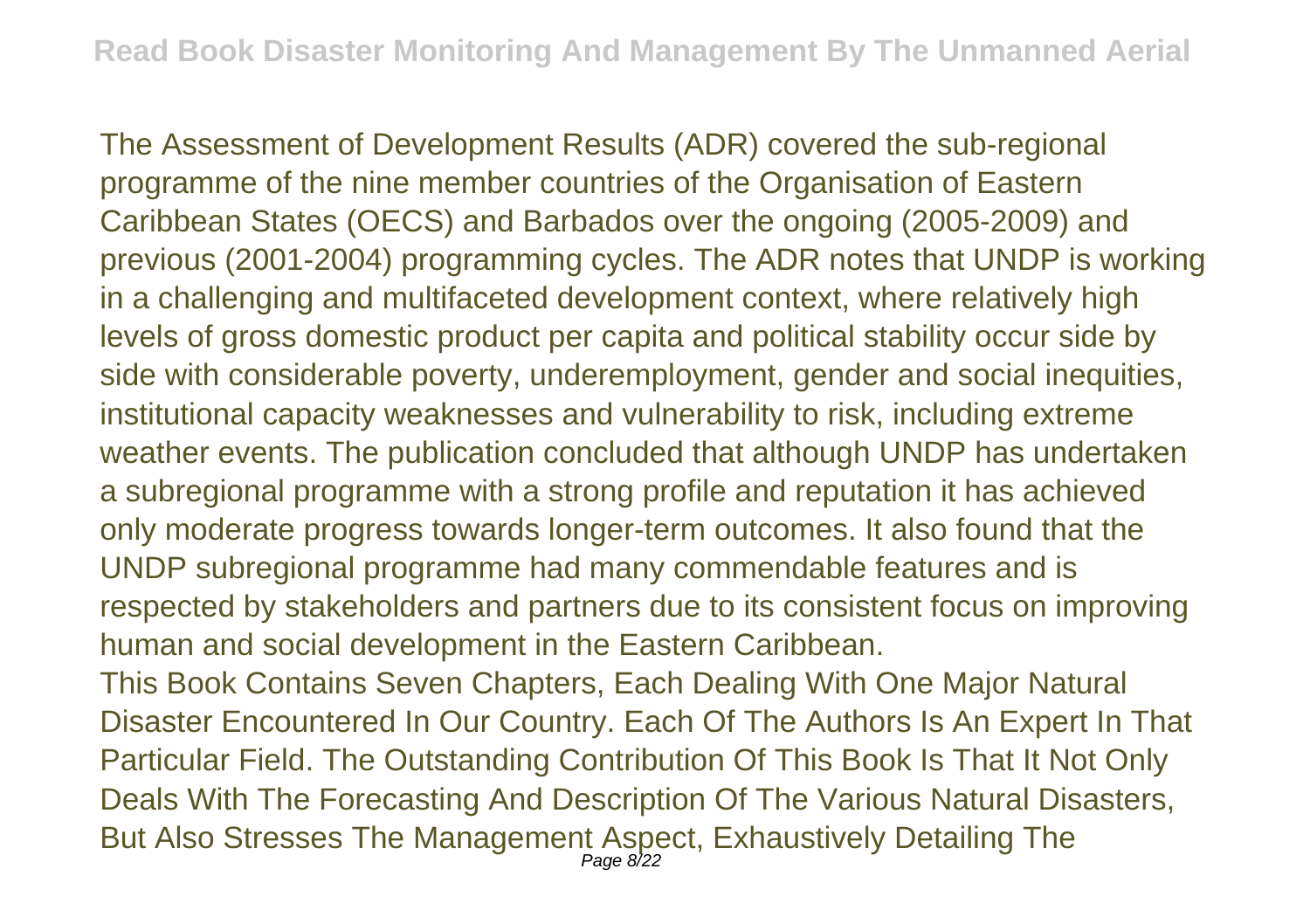The Assessment of Development Results (ADR) covered the sub-regional programme of the nine member countries of the Organisation of Eastern Caribbean States (OECS) and Barbados over the ongoing (2005-2009) and previous (2001-2004) programming cycles. The ADR notes that UNDP is working in a challenging and multifaceted development context, where relatively high levels of gross domestic product per capita and political stability occur side by side with considerable poverty, underemployment, gender and social inequities, institutional capacity weaknesses and vulnerability to risk, including extreme weather events. The publication concluded that although UNDP has undertaken a subregional programme with a strong profile and reputation it has achieved only moderate progress towards longer-term outcomes. It also found that the UNDP subregional programme had many commendable features and is respected by stakeholders and partners due to its consistent focus on improving human and social development in the Eastern Caribbean.

This Book Contains Seven Chapters, Each Dealing With One Major Natural Disaster Encountered In Our Country. Each Of The Authors Is An Expert In That Particular Field. The Outstanding Contribution Of This Book Is That It Not Only Deals With The Forecasting And Description Of The Various Natural Disasters, But Also Stresses The Management Aspect, Exhaustively Detailing The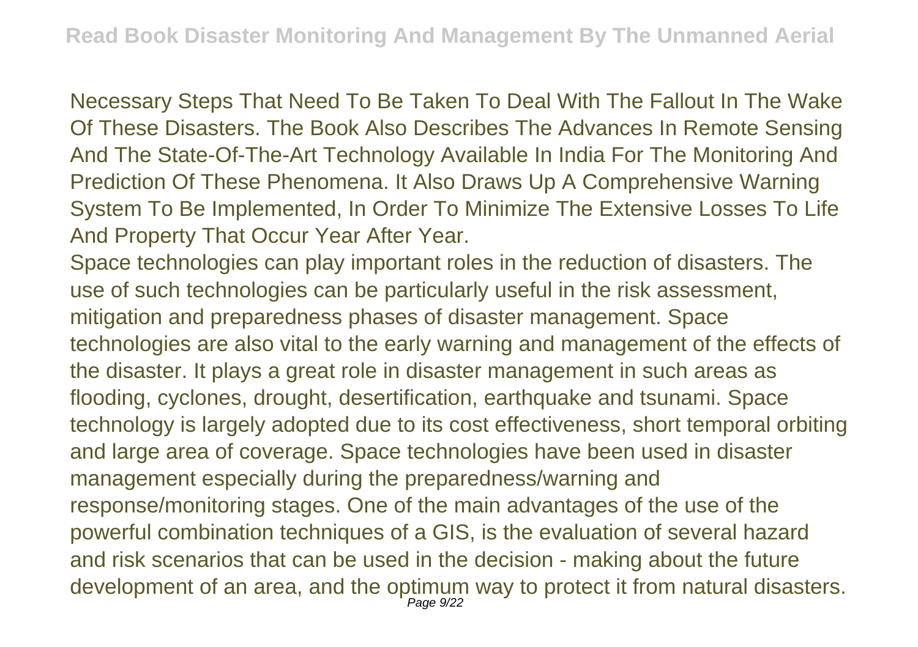Necessary Steps That Need To Be Taken To Deal With The Fallout In The Wake Of These Disasters. The Book Also Describes The Advances In Remote Sensing And The State-Of-The-Art Technology Available In India For The Monitoring And Prediction Of These Phenomena. It Also Draws Up A Comprehensive Warning System To Be Implemented, In Order To Minimize The Extensive Losses To Life And Property That Occur Year After Year.

Space technologies can play important roles in the reduction of disasters. The use of such technologies can be particularly useful in the risk assessment, mitigation and preparedness phases of disaster management. Space technologies are also vital to the early warning and management of the effects of the disaster. It plays a great role in disaster management in such areas as flooding, cyclones, drought, desertification, earthquake and tsunami. Space technology is largely adopted due to its cost effectiveness, short temporal orbiting and large area of coverage. Space technologies have been used in disaster management especially during the preparedness/warning and response/monitoring stages. One of the main advantages of the use of the powerful combination techniques of a GIS, is the evaluation of several hazard and risk scenarios that can be used in the decision - making about the future development of an area, and the optimum way to protect it from natural disasters.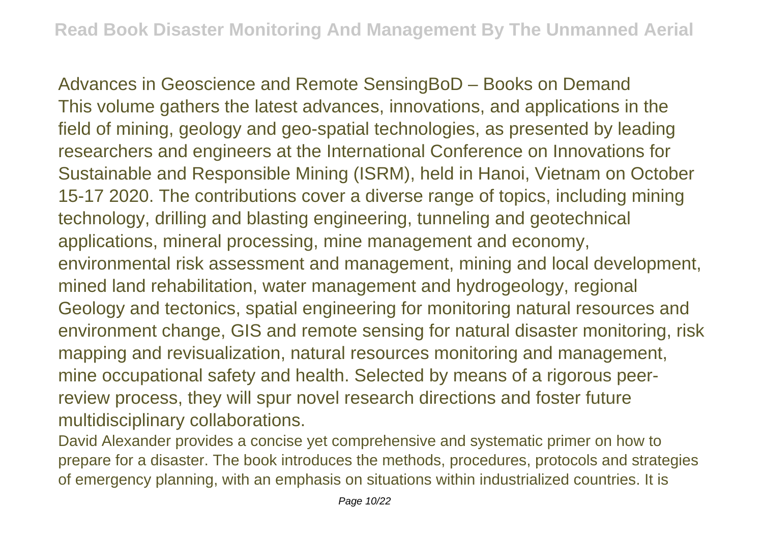Advances in Geoscience and Remote SensingBoD – Books on Demand
This volume gathers the latest advances, innovations, and applications in the field of mining, geology and geo-spatial technologies, as presented by leading researchers and engineers at the International Conference on Innovations for Sustainable and Responsible Mining (ISRM), held in Hanoi, Vietnam on October 15-17 2020. The contributions cover a diverse range of topics, including mining technology, drilling and blasting engineering, tunneling and geotechnical applications, mineral processing, mine management and economy, environmental risk assessment and management, mining and local development, mined land rehabilitation, water management and hydrogeology, regional Geology and tectonics, spatial engineering for monitoring natural resources and environment change, GIS and remote sensing for natural disaster monitoring, risk mapping and revisualization, natural resources monitoring and management, mine occupational safety and health. Selected by means of a rigorous peer-review process, they will spur novel research directions and foster future multidisciplinary collaborations.

David Alexander provides a concise yet comprehensive and systematic primer on how to prepare for a disaster. The book introduces the methods, procedures, protocols and strategies of emergency planning, with an emphasis on situations within industrialized countries. It is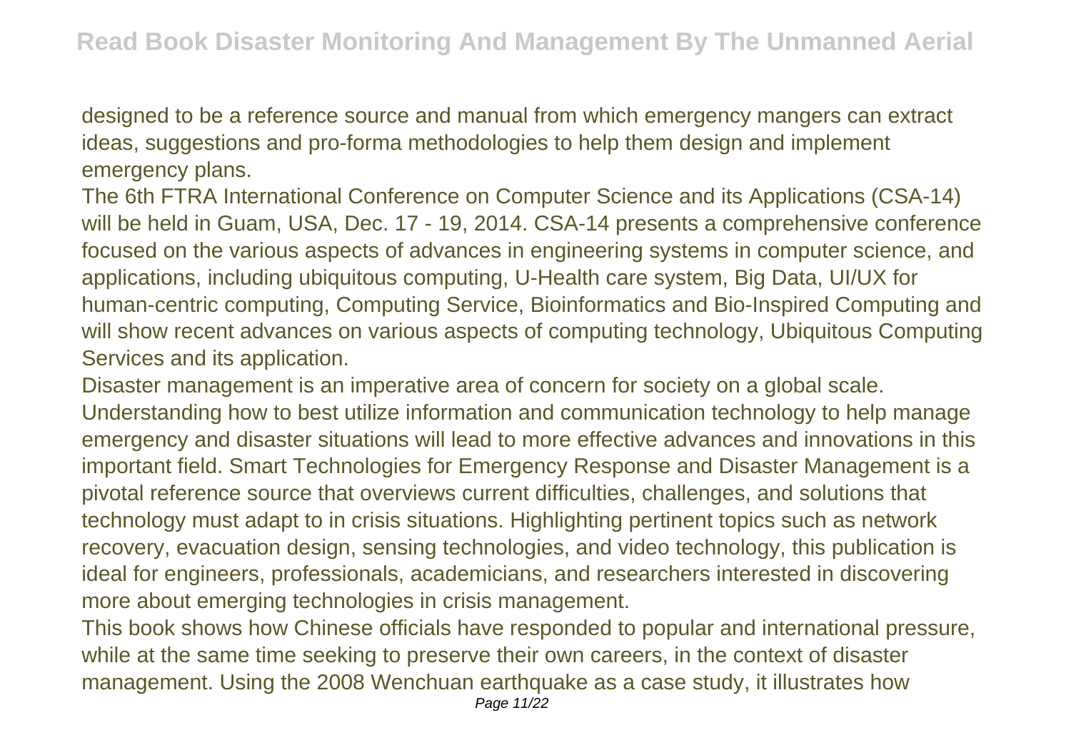designed to be a reference source and manual from which emergency mangers can extract ideas, suggestions and pro-forma methodologies to help them design and implement emergency plans.

The 6th FTRA International Conference on Computer Science and its Applications (CSA-14) will be held in Guam, USA, Dec. 17 - 19, 2014. CSA-14 presents a comprehensive conference focused on the various aspects of advances in engineering systems in computer science, and applications, including ubiquitous computing, U-Health care system, Big Data, UI/UX for human-centric computing, Computing Service, Bioinformatics and Bio-Inspired Computing and will show recent advances on various aspects of computing technology, Ubiquitous Computing Services and its application.

Disaster management is an imperative area of concern for society on a global scale. Understanding how to best utilize information and communication technology to help manage emergency and disaster situations will lead to more effective advances and innovations in this important field. Smart Technologies for Emergency Response and Disaster Management is a pivotal reference source that overviews current difficulties, challenges, and solutions that technology must adapt to in crisis situations. Highlighting pertinent topics such as network recovery, evacuation design, sensing technologies, and video technology, this publication is ideal for engineers, professionals, academicians, and researchers interested in discovering more about emerging technologies in crisis management.

This book shows how Chinese officials have responded to popular and international pressure, while at the same time seeking to preserve their own careers, in the context of disaster management. Using the 2008 Wenchuan earthquake as a case study, it illustrates how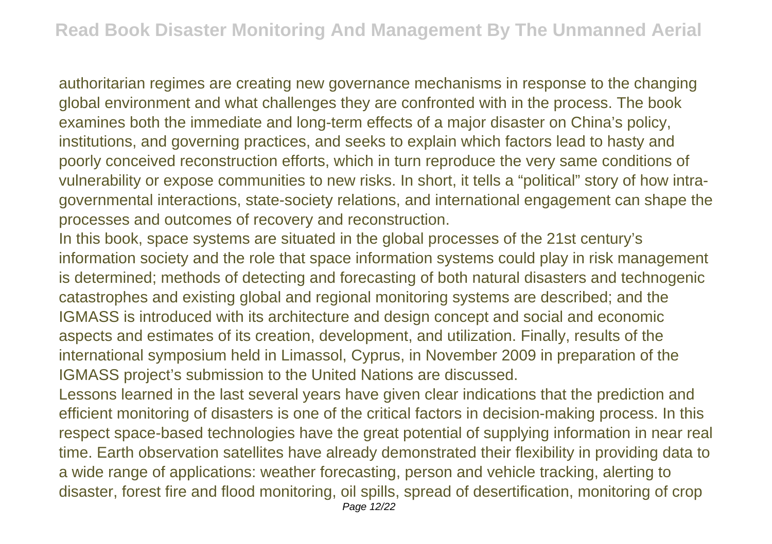authoritarian regimes are creating new governance mechanisms in response to the changing global environment and what challenges they are confronted with in the process. The book examines both the immediate and long-term effects of a major disaster on China's policy, institutions, and governing practices, and seeks to explain which factors lead to hasty and poorly conceived reconstruction efforts, which in turn reproduce the very same conditions of vulnerability or expose communities to new risks. In short, it tells a "political" story of how intra-governmental interactions, state-society relations, and international engagement can shape the processes and outcomes of recovery and reconstruction.

In this book, space systems are situated in the global processes of the 21st century's information society and the role that space information systems could play in risk management is determined; methods of detecting and forecasting of both natural disasters and technogenic catastrophes and existing global and regional monitoring systems are described; and the IGMASS is introduced with its architecture and design concept and social and economic aspects and estimates of its creation, development, and utilization. Finally, results of the international symposium held in Limassol, Cyprus, in November 2009 in preparation of the IGMASS project's submission to the United Nations are discussed.

Lessons learned in the last several years have given clear indications that the prediction and efficient monitoring of disasters is one of the critical factors in decision-making process. In this respect space-based technologies have the great potential of supplying information in near real time. Earth observation satellites have already demonstrated their flexibility in providing data to a wide range of applications: weather forecasting, person and vehicle tracking, alerting to disaster, forest fire and flood monitoring, oil spills, spread of desertification, monitoring of crop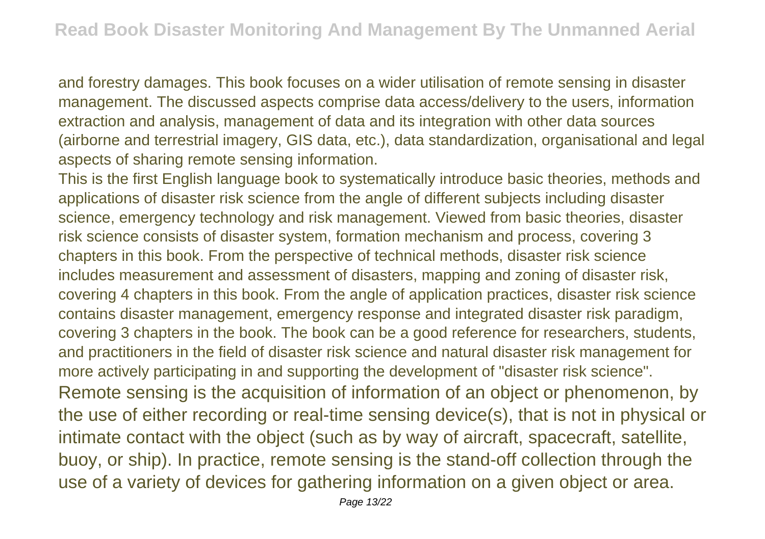and forestry damages. This book focuses on a wider utilisation of remote sensing in disaster management. The discussed aspects comprise data access/delivery to the users, information extraction and analysis, management of data and its integration with other data sources (airborne and terrestrial imagery, GIS data, etc.), data standardization, organisational and legal aspects of sharing remote sensing information.

This is the first English language book to systematically introduce basic theories, methods and applications of disaster risk science from the angle of different subjects including disaster science, emergency technology and risk management. Viewed from basic theories, disaster risk science consists of disaster system, formation mechanism and process, covering 3 chapters in this book. From the perspective of technical methods, disaster risk science includes measurement and assessment of disasters, mapping and zoning of disaster risk, covering 4 chapters in this book. From the angle of application practices, disaster risk science contains disaster management, emergency response and integrated disaster risk paradigm, covering 3 chapters in the book. The book can be a good reference for researchers, students, and practitioners in the field of disaster risk science and natural disaster risk management for more actively participating in and supporting the development of "disaster risk science".

Remote sensing is the acquisition of information of an object or phenomenon, by the use of either recording or real-time sensing device(s), that is not in physical or intimate contact with the object (such as by way of aircraft, spacecraft, satellite, buoy, or ship). In practice, remote sensing is the stand-off collection through the use of a variety of devices for gathering information on a given object or area.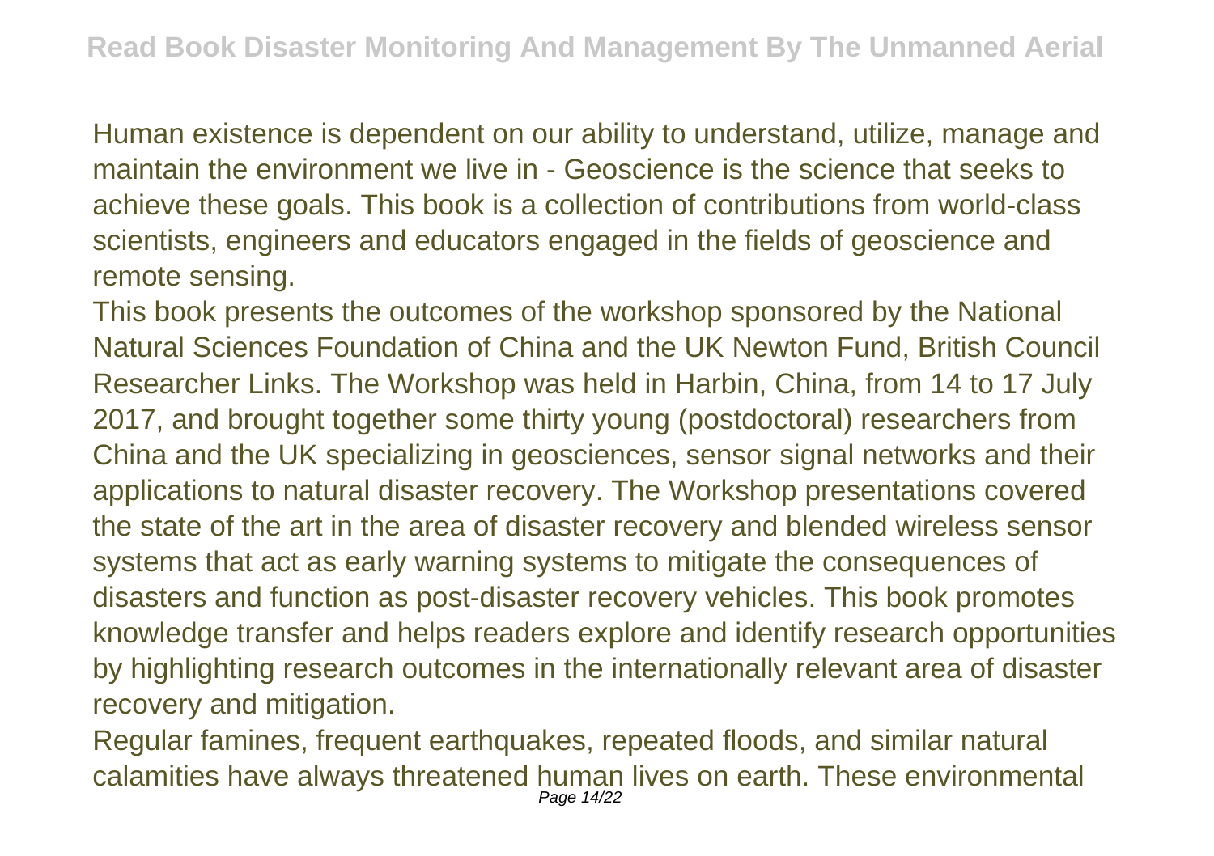Human existence is dependent on our ability to understand, utilize, manage and maintain the environment we live in - Geoscience is the science that seeks to achieve these goals. This book is a collection of contributions from world-class scientists, engineers and educators engaged in the fields of geoscience and remote sensing.

This book presents the outcomes of the workshop sponsored by the National Natural Sciences Foundation of China and the UK Newton Fund, British Council Researcher Links. The Workshop was held in Harbin, China, from 14 to 17 July 2017, and brought together some thirty young (postdoctoral) researchers from China and the UK specializing in geosciences, sensor signal networks and their applications to natural disaster recovery. The Workshop presentations covered the state of the art in the area of disaster recovery and blended wireless sensor systems that act as early warning systems to mitigate the consequences of disasters and function as post-disaster recovery vehicles. This book promotes knowledge transfer and helps readers explore and identify research opportunities by highlighting research outcomes in the internationally relevant area of disaster recovery and mitigation.

Regular famines, frequent earthquakes, repeated floods, and similar natural calamities have always threatened human lives on earth. These environmental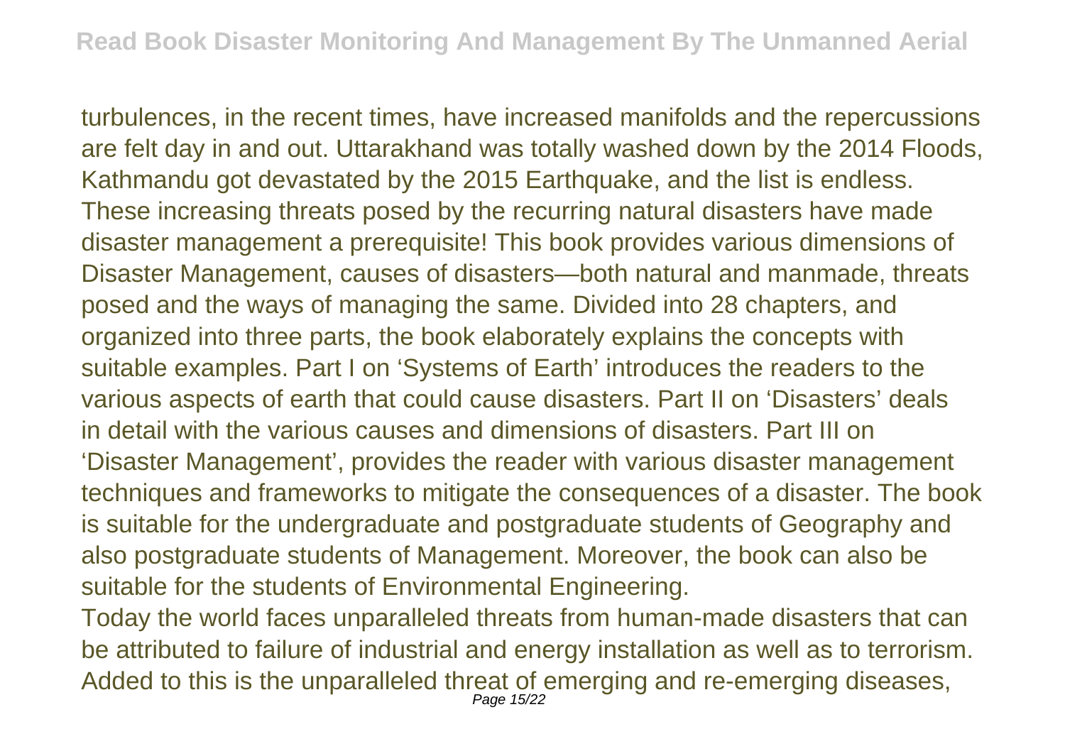turbulences, in the recent times, have increased manifolds and the repercussions are felt day in and out. Uttarakhand was totally washed down by the 2014 Floods, Kathmandu got devastated by the 2015 Earthquake, and the list is endless. These increasing threats posed by the recurring natural disasters have made disaster management a prerequisite! This book provides various dimensions of Disaster Management, causes of disasters—both natural and manmade, threats posed and the ways of managing the same. Divided into 28 chapters, and organized into three parts, the book elaborately explains the concepts with suitable examples. Part I on 'Systems of Earth' introduces the readers to the various aspects of earth that could cause disasters. Part II on 'Disasters' deals in detail with the various causes and dimensions of disasters. Part III on 'Disaster Management', provides the reader with various disaster management techniques and frameworks to mitigate the consequences of a disaster. The book is suitable for the undergraduate and postgraduate students of Geography and also postgraduate students of Management. Moreover, the book can also be suitable for the students of Environmental Engineering.

Today the world faces unparalleled threats from human-made disasters that can be attributed to failure of industrial and energy installation as well as to terrorism. Added to this is the unparalleled threat of emerging and re-emerging diseases,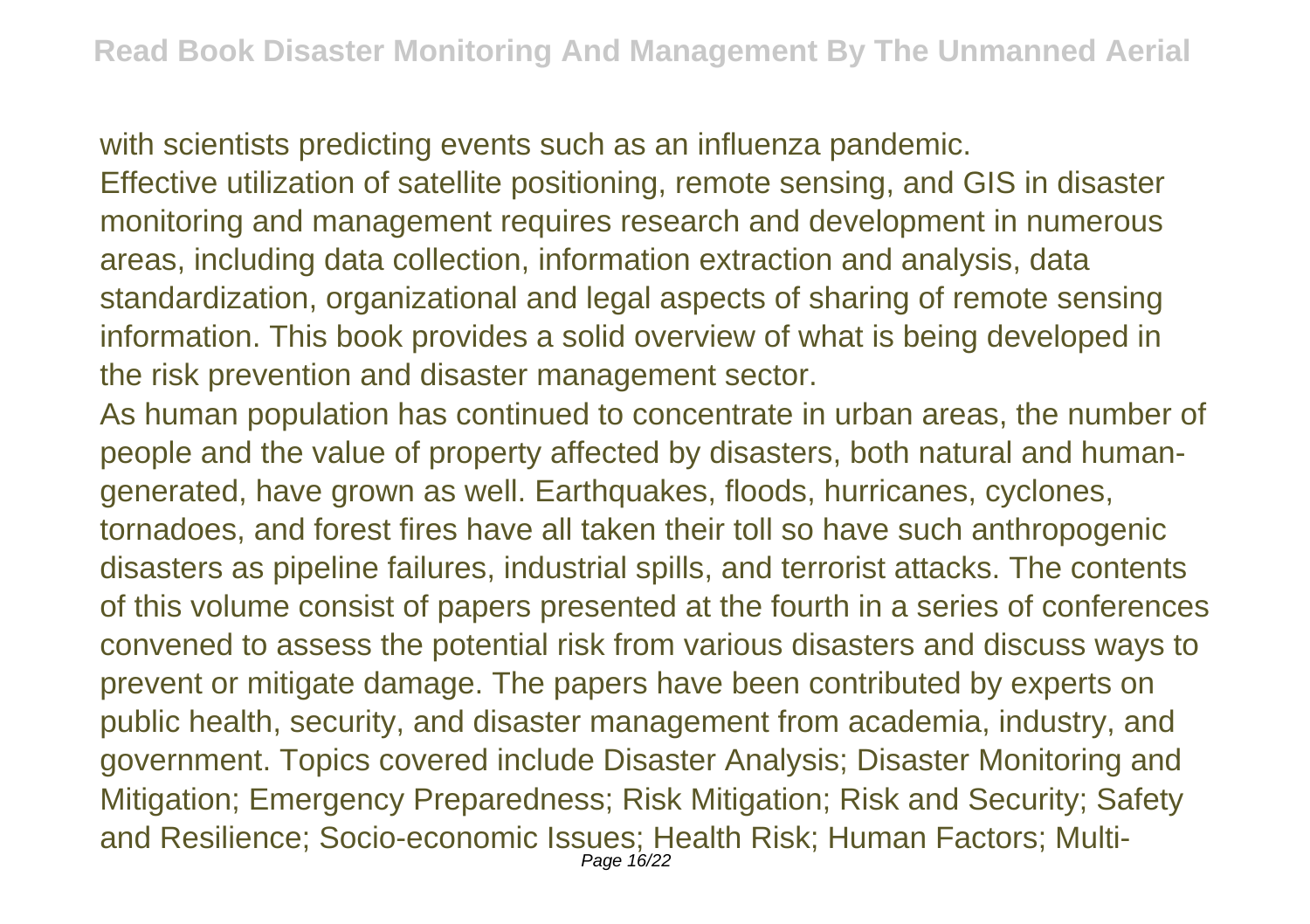with scientists predicting events such as an influenza pandemic.

Effective utilization of satellite positioning, remote sensing, and GIS in disaster monitoring and management requires research and development in numerous areas, including data collection, information extraction and analysis, data standardization, organizational and legal aspects of sharing of remote sensing information. This book provides a solid overview of what is being developed in the risk prevention and disaster management sector.

As human population has continued to concentrate in urban areas, the number of people and the value of property affected by disasters, both natural and human-generated, have grown as well. Earthquakes, floods, hurricanes, cyclones, tornadoes, and forest fires have all taken their toll so have such anthropogenic disasters as pipeline failures, industrial spills, and terrorist attacks. The contents of this volume consist of papers presented at the fourth in a series of conferences convened to assess the potential risk from various disasters and discuss ways to prevent or mitigate damage. The papers have been contributed by experts on public health, security, and disaster management from academia, industry, and government. Topics covered include Disaster Analysis; Disaster Monitoring and Mitigation; Emergency Preparedness; Risk Mitigation; Risk and Security; Safety and Resilience; Socio-economic Issues; Health Risk; Human Factors; Multi-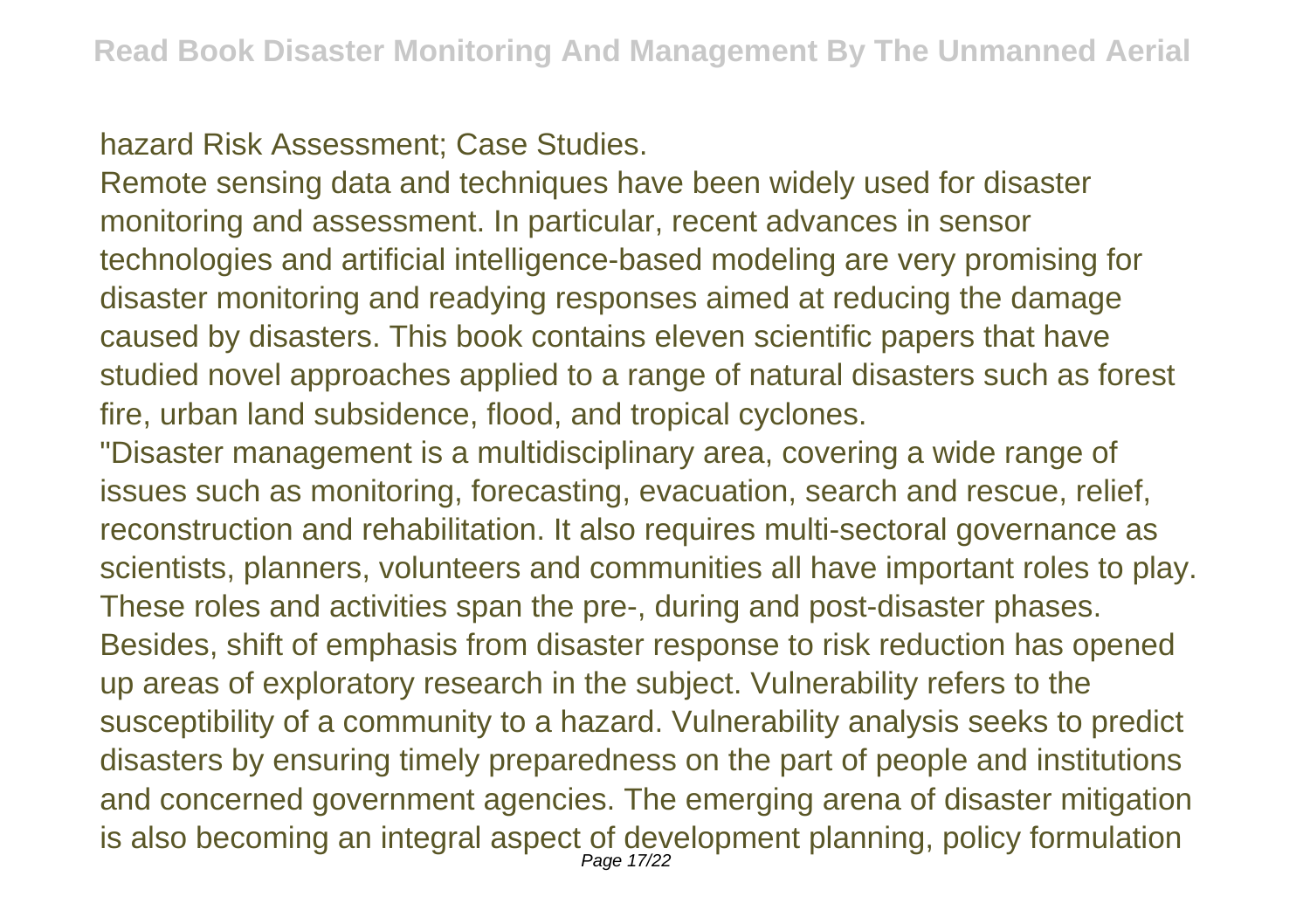hazard Risk Assessment; Case Studies.

Remote sensing data and techniques have been widely used for disaster monitoring and assessment. In particular, recent advances in sensor technologies and artificial intelligence-based modeling are very promising for disaster monitoring and readying responses aimed at reducing the damage caused by disasters. This book contains eleven scientific papers that have studied novel approaches applied to a range of natural disasters such as forest fire, urban land subsidence, flood, and tropical cyclones.

"Disaster management is a multidisciplinary area, covering a wide range of issues such as monitoring, forecasting, evacuation, search and rescue, relief, reconstruction and rehabilitation. It also requires multi-sectoral governance as scientists, planners, volunteers and communities all have important roles to play. These roles and activities span the pre-, during and post-disaster phases. Besides, shift of emphasis from disaster response to risk reduction has opened up areas of exploratory research in the subject. Vulnerability refers to the susceptibility of a community to a hazard. Vulnerability analysis seeks to predict disasters by ensuring timely preparedness on the part of people and institutions and concerned government agencies. The emerging arena of disaster mitigation is also becoming an integral aspect of development planning, policy formulation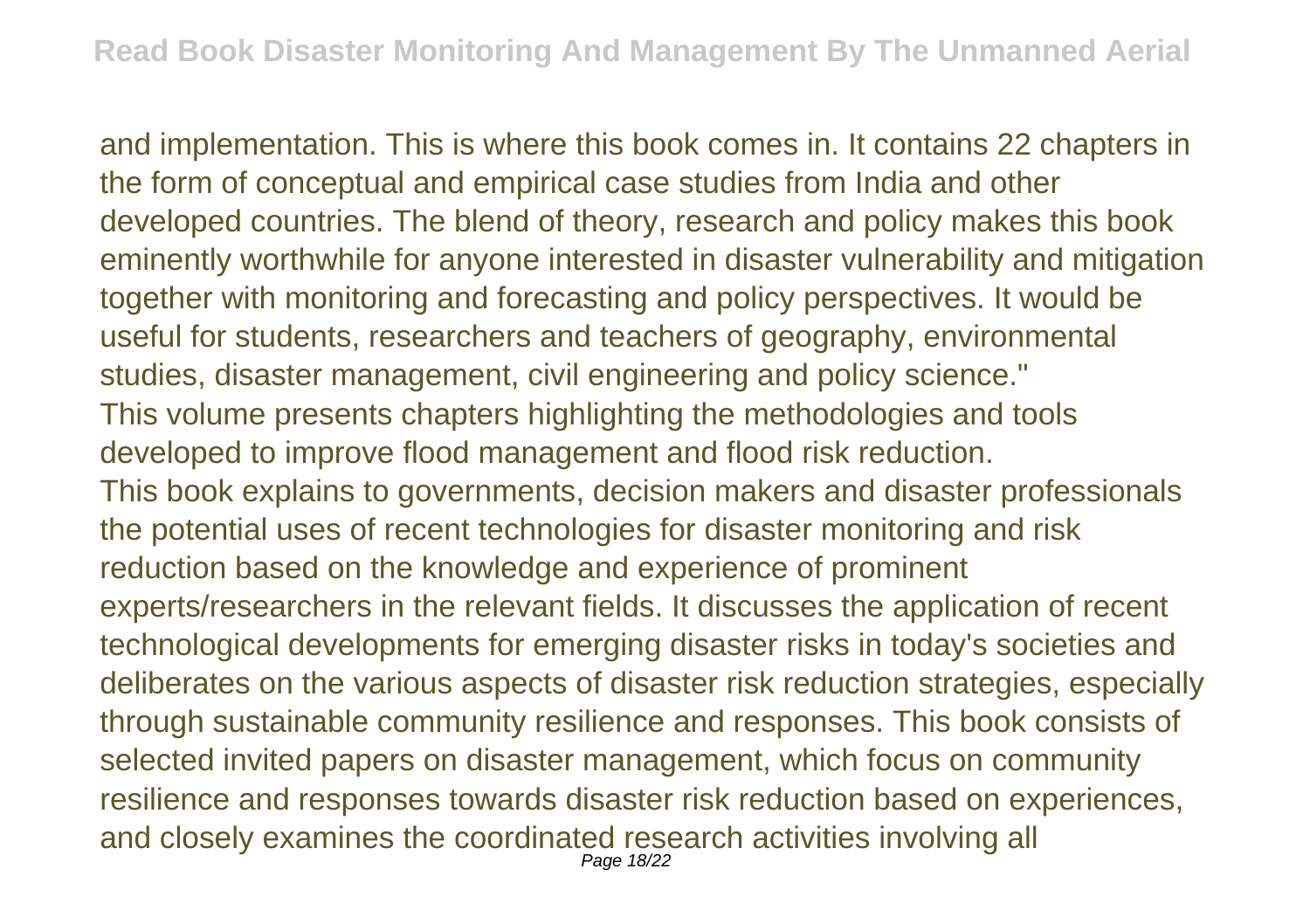and implementation. This is where this book comes in. It contains 22 chapters in the form of conceptual and empirical case studies from India and other developed countries. The blend of theory, research and policy makes this book eminently worthwhile for anyone interested in disaster vulnerability and mitigation together with monitoring and forecasting and policy perspectives. It would be useful for students, researchers and teachers of geography, environmental studies, disaster management, civil engineering and policy science."

This volume presents chapters highlighting the methodologies and tools developed to improve flood management and flood risk reduction.

This book explains to governments, decision makers and disaster professionals the potential uses of recent technologies for disaster monitoring and risk reduction based on the knowledge and experience of prominent experts/researchers in the relevant fields. It discusses the application of recent technological developments for emerging disaster risks in today's societies and deliberates on the various aspects of disaster risk reduction strategies, especially through sustainable community resilience and responses. This book consists of selected invited papers on disaster management, which focus on community resilience and responses towards disaster risk reduction based on experiences, and closely examines the coordinated research activities involving all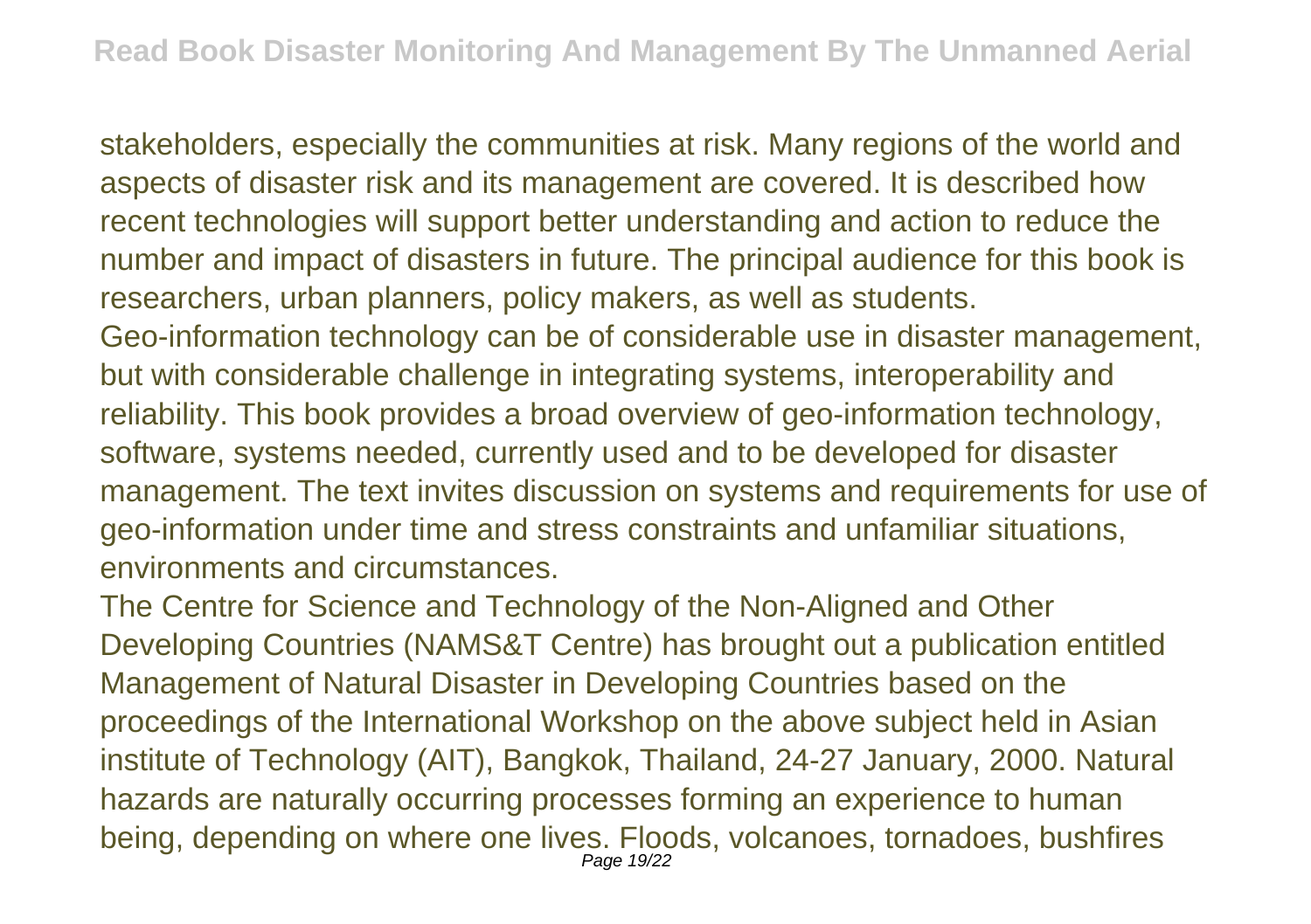stakeholders, especially the communities at risk. Many regions of the world and aspects of disaster risk and its management are covered. It is described how recent technologies will support better understanding and action to reduce the number and impact of disasters in future. The principal audience for this book is researchers, urban planners, policy makers, as well as students.

Geo-information technology can be of considerable use in disaster management, but with considerable challenge in integrating systems, interoperability and reliability. This book provides a broad overview of geo-information technology, software, systems needed, currently used and to be developed for disaster management. The text invites discussion on systems and requirements for use of geo-information under time and stress constraints and unfamiliar situations, environments and circumstances.

The Centre for Science and Technology of the Non-Aligned and Other Developing Countries (NAMS&T Centre) has brought out a publication entitled Management of Natural Disaster in Developing Countries based on the proceedings of the International Workshop on the above subject held in Asian institute of Technology (AIT), Bangkok, Thailand, 24-27 January, 2000. Natural hazards are naturally occurring processes forming an experience to human being, depending on where one lives. Floods, volcanoes, tornadoes, bushfires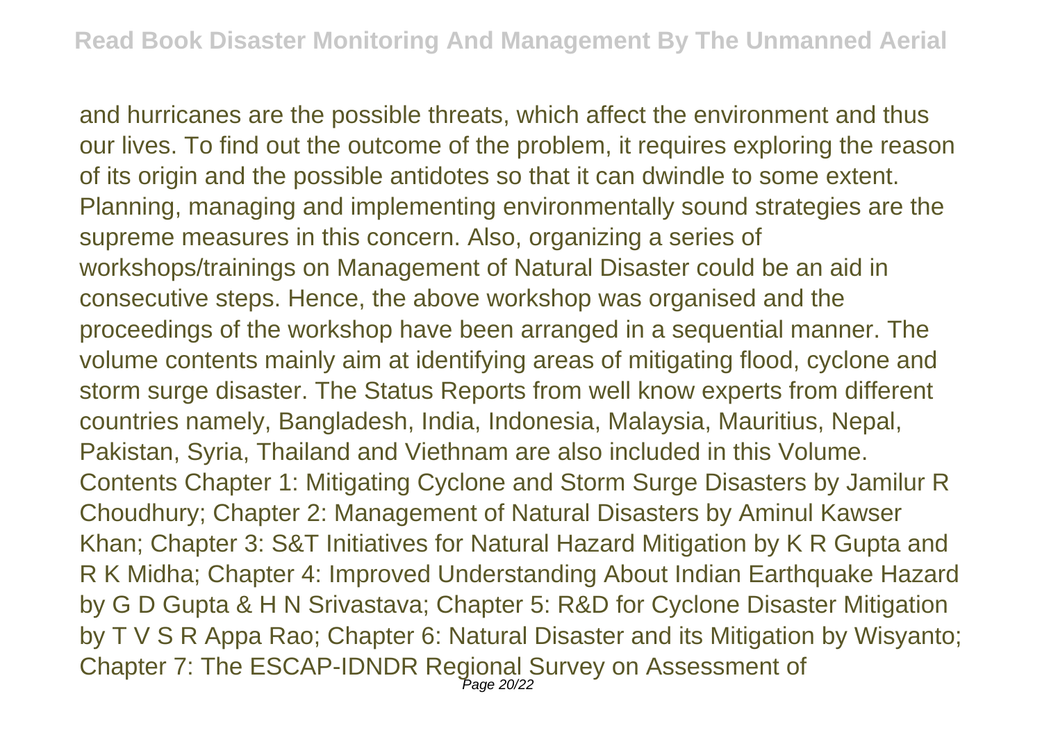and hurricanes are the possible threats, which affect the environment and thus our lives. To find out the outcome of the problem, it requires exploring the reason of its origin and the possible antidotes so that it can dwindle to some extent. Planning, managing and implementing environmentally sound strategies are the supreme measures in this concern. Also, organizing a series of workshops/trainings on Management of Natural Disaster could be an aid in consecutive steps. Hence, the above workshop was organised and the proceedings of the workshop have been arranged in a sequential manner. The volume contents mainly aim at identifying areas of mitigating flood, cyclone and storm surge disaster. The Status Reports from well know experts from different countries namely, Bangladesh, India, Indonesia, Malaysia, Mauritius, Nepal, Pakistan, Syria, Thailand and Viethnam are also included in this Volume. Contents Chapter 1: Mitigating Cyclone and Storm Surge Disasters by Jamilur R Choudhury; Chapter 2: Management of Natural Disasters by Aminul Kawser Khan; Chapter 3: S&T Initiatives for Natural Hazard Mitigation by K R Gupta and R K Midha; Chapter 4: Improved Understanding About Indian Earthquake Hazard by G D Gupta & H N Srivastava; Chapter 5: R&D for Cyclone Disaster Mitigation by T V S R Appa Rao; Chapter 6: Natural Disaster and its Mitigation by Wisyanto; Chapter 7: The ESCAP-IDNDR Regional Survey on Assessment of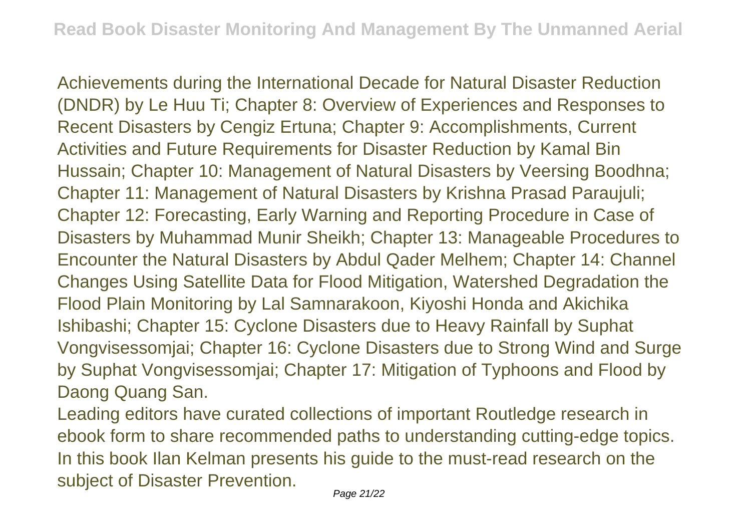Achievements during the International Decade for Natural Disaster Reduction (DNDR) by Le Huu Ti; Chapter 8: Overview of Experiences and Responses to Recent Disasters by Cengiz Ertuna; Chapter 9: Accomplishments, Current Activities and Future Requirements for Disaster Reduction by Kamal Bin Hussain; Chapter 10: Management of Natural Disasters by Veersing Boodhna; Chapter 11: Management of Natural Disasters by Krishna Prasad Paraujuli; Chapter 12: Forecasting, Early Warning and Reporting Procedure in Case of Disasters by Muhammad Munir Sheikh; Chapter 13: Manageable Procedures to Encounter the Natural Disasters by Abdul Qader Melhem; Chapter 14: Channel Changes Using Satellite Data for Flood Mitigation, Watershed Degradation the Flood Plain Monitoring by Lal Samnarakoon, Kiyoshi Honda and Akichika Ishibashi; Chapter 15: Cyclone Disasters due to Heavy Rainfall by Suphat Vongvisessomjai; Chapter 16: Cyclone Disasters due to Strong Wind and Surge by Suphat Vongvisessomjai; Chapter 17: Mitigation of Typhoons and Flood by Daong Quang San.

Leading editors have curated collections of important Routledge research in ebook form to share recommended paths to understanding cutting-edge topics. In this book Ilan Kelman presents his guide to the must-read research on the subject of Disaster Prevention.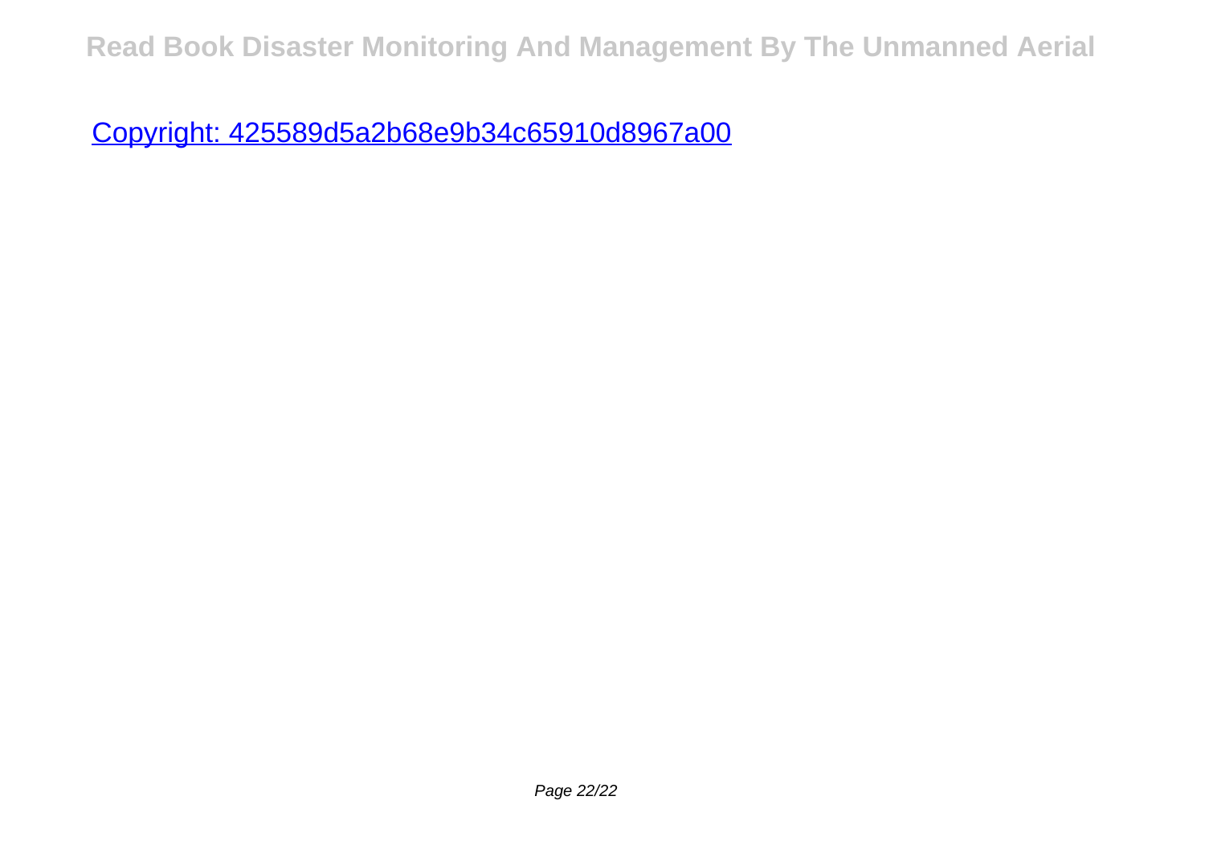[Copyright: 425589d5a2b68e9b34c65910d8967a00]